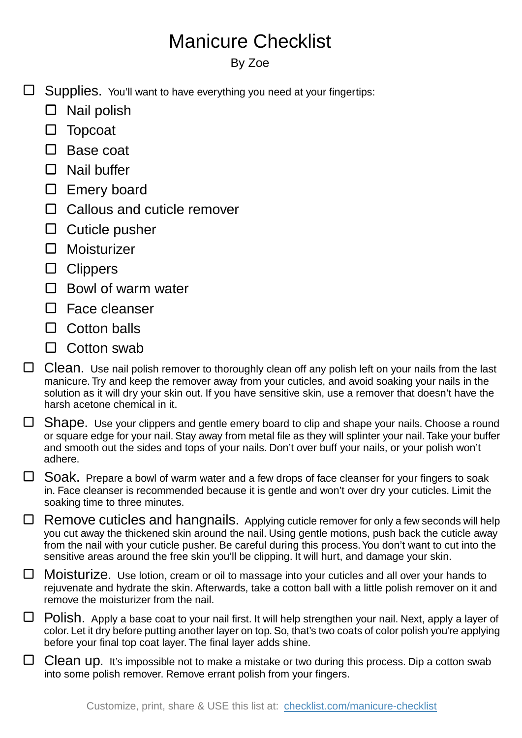# Manicure Checklist

By Zoe

- [ ] Supplies. You'll want to have everything you need at your fingertips:
    - [ ] Nail polish
    - [ ] Topcoat
    - [ ] Base coat
    - [ ] Nail buffer
    - [ ] Emery board
    - [ ] Callous and cuticle remover
    - [ ] Cuticle pusher
    - [ ] Moisturizer
    - [ ] Clippers
    - [ ] Bowl of warm water
    - [ ] Face cleanser
    - [ ] Cotton balls
    - [ ] Cotton swab
- [ ] Clean. Use nail polish remover to thoroughly clean off any polish left on your nails from the last manicure. Try and keep the remover away from your cuticles, and avoid soaking your nails in the solution as it will dry your skin out. If you have sensitive skin, use a remover that doesn't have the harsh acetone chemical in it.
- [ ] Shape. Use your clippers and gentle emery board to clip and shape your nails. Choose a round or square edge for your nail. Stay away from metal file as they will splinter your nail. Take your buffer and smooth out the sides and tops of your nails. Don't over buff your nails, or your polish won't adhere.
- [ ] Soak. Prepare a bowl of warm water and a few drops of face cleanser for your fingers to soak in. Face cleanser is recommended because it is gentle and won't over dry your cuticles. Limit the soaking time to three minutes.
- [ ] Remove cuticles and hangnails. Applying cuticle remover for only a few seconds will help you cut away the thickened skin around the nail. Using gentle motions, push back the cuticle away from the nail with your cuticle pusher. Be careful during this process. You don't want to cut into the sensitive areas around the free skin you'll be clipping. It will hurt, and damage your skin.
- [ ] Moisturize. Use lotion, cream or oil to massage into your cuticles and all over your hands to rejuvenate and hydrate the skin. Afterwards, take a cotton ball with a little polish remover on it and remove the moisturizer from the nail.
- [ ] Polish. Apply a base coat to your nail first. It will help strengthen your nail. Next, apply a layer of color. Let it dry before putting another layer on top. So, that's two coats of color polish you're applying before your final top coat layer. The final layer adds shine.
- [ ] Clean up. It's impossible not to make a mistake or two during this process. Dip a cotton swab into some polish remover. Remove errant polish from your fingers.

Customize, print, share & USE this list at: [checklist.com/manicure-checklist](https://checklist.com/manicure-checklist)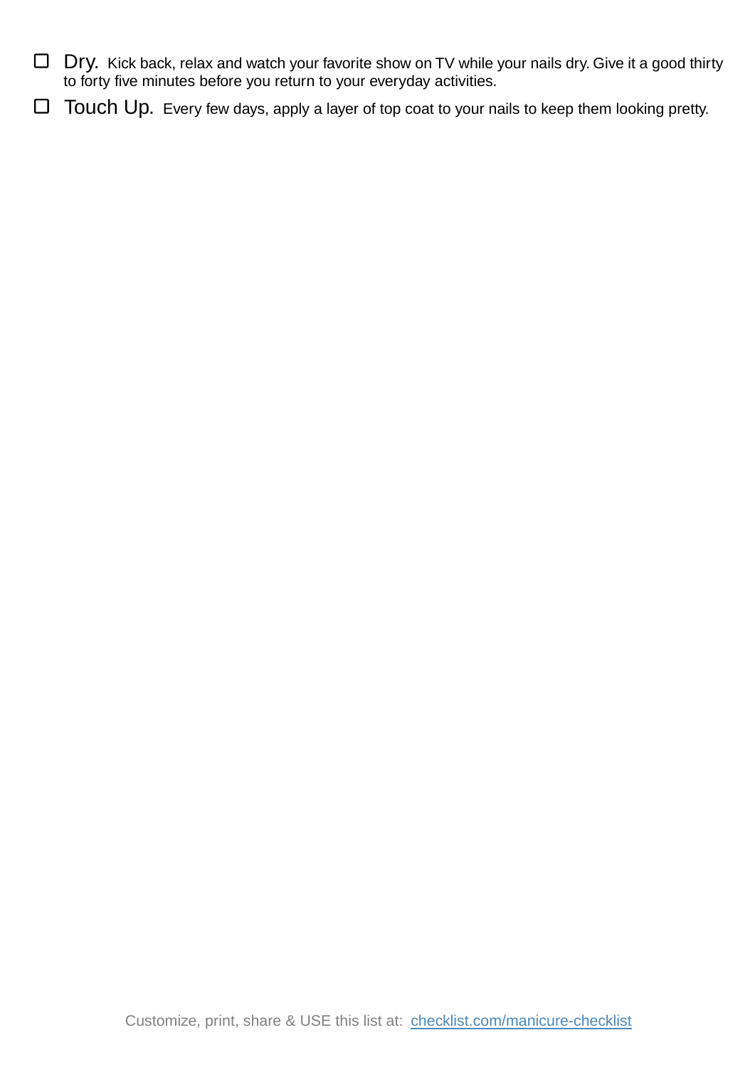- [ ] Dry. Kick back, relax and watch your favorite show on TV while your nails dry. Give it a good thirty to forty five minutes before you return to your everyday activities.
- [ ] Touch Up. Every few days, apply a layer of top coat to your nails to keep them looking pretty.

Customize, print, share & USE this list at: [checklist.com/manicure-checklist](checklist.com/manicure-checklist)